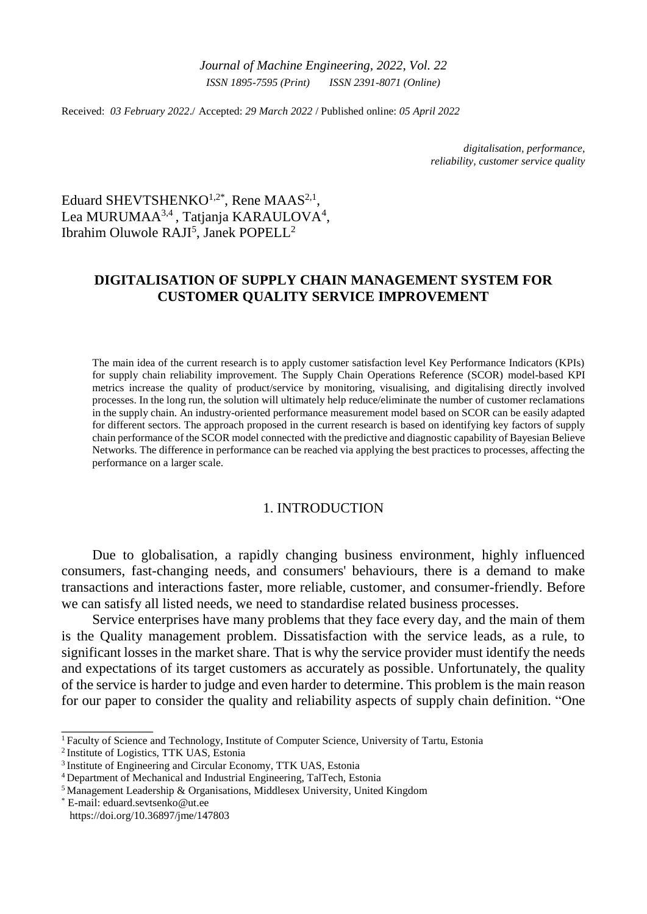*Journal of Machine Engineering, 2022, Vol. 22*
*ISSN 1895-7595 (Print) ISSN 2391-8071 (Online)*

Received: *03 February 2022*./ Accepted: *29 March 2022* / Published online: *05 April 2022*

*digitalisation, performance, reliability, customer service quality*

Eduard SHEVTSHENKO[1,2*], Rene MAAS[2,1], Lea MURUMAA[3,4], Tatjanja KARAULOVA[4], Ibrahim Oluwole RAJI[5], Janek POPELL[2]

# DIGITALISATION OF SUPPLY CHAIN MANAGEMENT SYSTEM FOR CUSTOMER QUALITY SERVICE IMPROVEMENT

The main idea of the current research is to apply customer satisfaction level Key Performance Indicators (KPIs) for supply chain reliability improvement. The Supply Chain Operations Reference (SCOR) model-based KPI metrics increase the quality of product/service by monitoring, visualising, and digitalising directly involved processes. In the long run, the solution will ultimately help reduce/eliminate the number of customer reclamations in the supply chain. An industry-oriented performance measurement model based on SCOR can be easily adapted for different sectors. The approach proposed in the current research is based on identifying key factors of supply chain performance of the SCOR model connected with the predictive and diagnostic capability of Bayesian Believe Networks. The difference in performance can be reached via applying the best practices to processes, affecting the performance on a larger scale.

## 1. INTRODUCTION

Due to globalisation, a rapidly changing business environment, highly influenced consumers, fast-changing needs, and consumers' behaviours, there is a demand to make transactions and interactions faster, more reliable, customer, and consumer-friendly. Before we can satisfy all listed needs, we need to standardise related business processes.

Service enterprises have many problems that they face every day, and the main of them is the Quality management problem. Dissatisfaction with the service leads, as a rule, to significant losses in the market share. That is why the service provider must identify the needs and expectations of its target customers as accurately as possible. Unfortunately, the quality of the service is harder to judge and even harder to determine. This problem is the main reason for our paper to consider the quality and reliability aspects of supply chain definition. "One

---

[1] Faculty of Science and Technology, Institute of Computer Science, University of Tartu, Estonia
[2] Institute of Logistics, TTK UAS, Estonia
[3] Institute of Engineering and Circular Economy, TTK UAS, Estonia
[4] Department of Mechanical and Industrial Engineering, TalTech, Estonia
[5] Management Leadership & Organisations, Middlesex University, United Kingdom
[*] E-mail: eduard.sevtsenko@ut.ee
https://doi.org/10.36897/jme/147803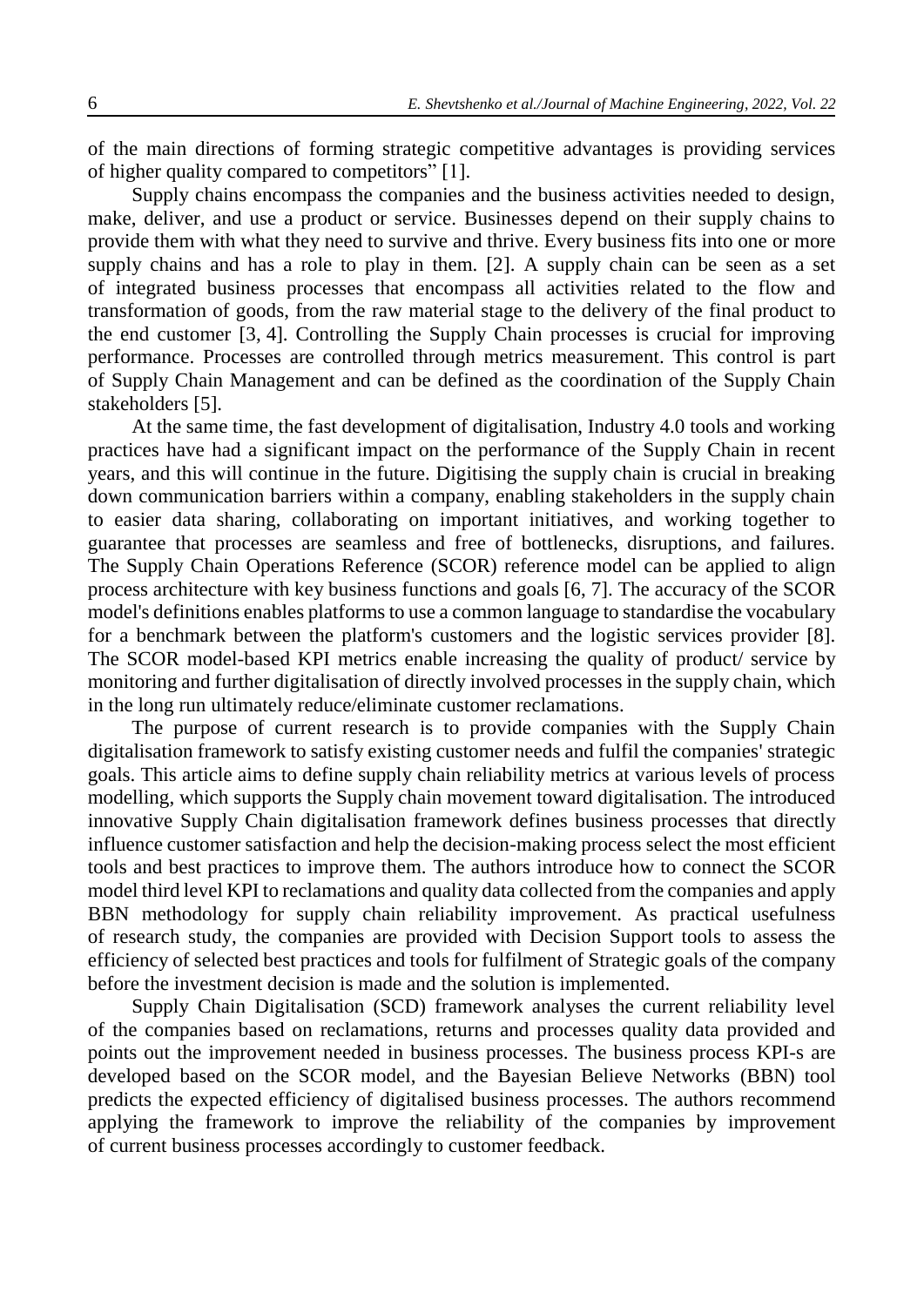of the main directions of forming strategic competitive advantages is providing services of higher quality compared to competitors" [1].

Supply chains encompass the companies and the business activities needed to design, make, deliver, and use a product or service. Businesses depend on their supply chains to provide them with what they need to survive and thrive. Every business fits into one or more supply chains and has a role to play in them. [2]. A supply chain can be seen as a set of integrated business processes that encompass all activities related to the flow and transformation of goods, from the raw material stage to the delivery of the final product to the end customer [3, 4]. Controlling the Supply Chain processes is crucial for improving performance. Processes are controlled through metrics measurement. This control is part of Supply Chain Management and can be defined as the coordination of the Supply Chain stakeholders [5].

At the same time, the fast development of digitalisation, Industry 4.0 tools and working practices have had a significant impact on the performance of the Supply Chain in recent years, and this will continue in the future. Digitising the supply chain is crucial in breaking down communication barriers within a company, enabling stakeholders in the supply chain to easier data sharing, collaborating on important initiatives, and working together to guarantee that processes are seamless and free of bottlenecks, disruptions, and failures. The Supply Chain Operations Reference (SCOR) reference model can be applied to align process architecture with key business functions and goals [6, 7]. The accuracy of the SCOR model's definitions enables platforms to use a common language to standardise the vocabulary for a benchmark between the platform's customers and the logistic services provider [8]. The SCOR model-based KPI metrics enable increasing the quality of product/ service by monitoring and further digitalisation of directly involved processes in the supply chain, which in the long run ultimately reduce/eliminate customer reclamations.

The purpose of current research is to provide companies with the Supply Chain digitalisation framework to satisfy existing customer needs and fulfil the companies' strategic goals. This article aims to define supply chain reliability metrics at various levels of process modelling, which supports the Supply chain movement toward digitalisation. The introduced innovative Supply Chain digitalisation framework defines business processes that directly influence customer satisfaction and help the decision-making process select the most efficient tools and best practices to improve them. The authors introduce how to connect the SCOR model third level KPI to reclamations and quality data collected from the companies and apply BBN methodology for supply chain reliability improvement. As practical usefulness of research study, the companies are provided with Decision Support tools to assess the efficiency of selected best practices and tools for fulfilment of Strategic goals of the company before the investment decision is made and the solution is implemented.

Supply Chain Digitalisation (SCD) framework analyses the current reliability level of the companies based on reclamations, returns and processes quality data provided and points out the improvement needed in business processes. The business process KPI-s are developed based on the SCOR model, and the Bayesian Believe Networks (BBN) tool predicts the expected efficiency of digitalised business processes. The authors recommend applying the framework to improve the reliability of the companies by improvement of current business processes accordingly to customer feedback.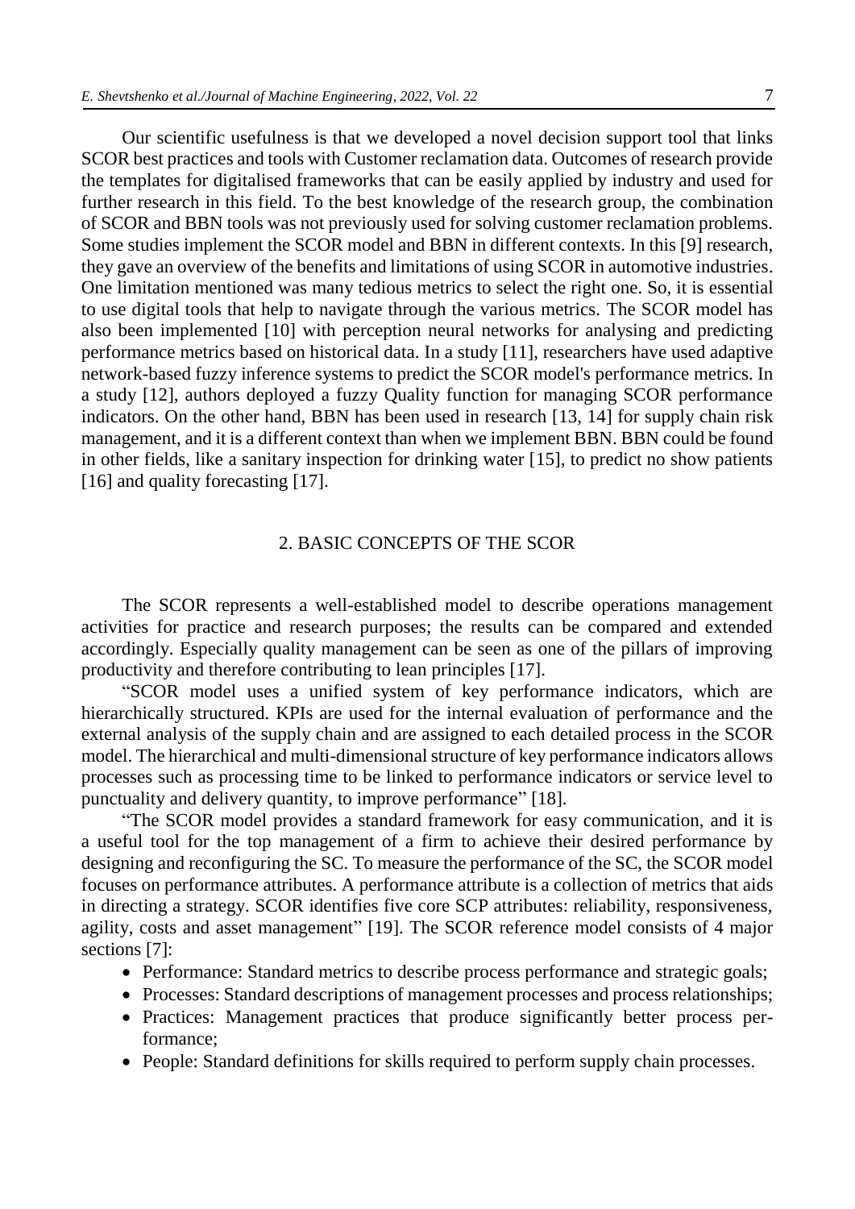Our scientific usefulness is that we developed a novel decision support tool that links SCOR best practices and tools with Customer reclamation data. Outcomes of research provide the templates for digitalised frameworks that can be easily applied by industry and used for further research in this field. To the best knowledge of the research group, the combination of SCOR and BBN tools was not previously used for solving customer reclamation problems. Some studies implement the SCOR model and BBN in different contexts. In this [9] research, they gave an overview of the benefits and limitations of using SCOR in automotive industries. One limitation mentioned was many tedious metrics to select the right one. So, it is essential to use digital tools that help to navigate through the various metrics. The SCOR model has also been implemented [10] with perception neural networks for analysing and predicting performance metrics based on historical data. In a study [11], researchers have used adaptive network-based fuzzy inference systems to predict the SCOR model's performance metrics. In a study [12], authors deployed a fuzzy Quality function for managing SCOR performance indicators. On the other hand, BBN has been used in research [13, 14] for supply chain risk management, and it is a different context than when we implement BBN. BBN could be found in other fields, like a sanitary inspection for drinking water [15], to predict no show patients [16] and quality forecasting [17].

## 2. BASIC CONCEPTS OF THE SCOR

The SCOR represents a well-established model to describe operations management activities for practice and research purposes; the results can be compared and extended accordingly. Especially quality management can be seen as one of the pillars of improving productivity and therefore contributing to lean principles [17].

"SCOR model uses a unified system of key performance indicators, which are hierarchically structured. KPIs are used for the internal evaluation of performance and the external analysis of the supply chain and are assigned to each detailed process in the SCOR model. The hierarchical and multi-dimensional structure of key performance indicators allows processes such as processing time to be linked to performance indicators or service level to punctuality and delivery quantity, to improve performance" [18].

"The SCOR model provides a standard framework for easy communication, and it is a useful tool for the top management of a firm to achieve their desired performance by designing and reconfiguring the SC. To measure the performance of the SC, the SCOR model focuses on performance attributes. A performance attribute is a collection of metrics that aids in directing a strategy. SCOR identifies five core SCP attributes: reliability, responsiveness, agility, costs and asset management" [19]. The SCOR reference model consists of 4 major sections [7]:

- Performance: Standard metrics to describe process performance and strategic goals;
- Processes: Standard descriptions of management processes and process relationships;
- Practices: Management practices that produce significantly better process performance;
- People: Standard definitions for skills required to perform supply chain processes.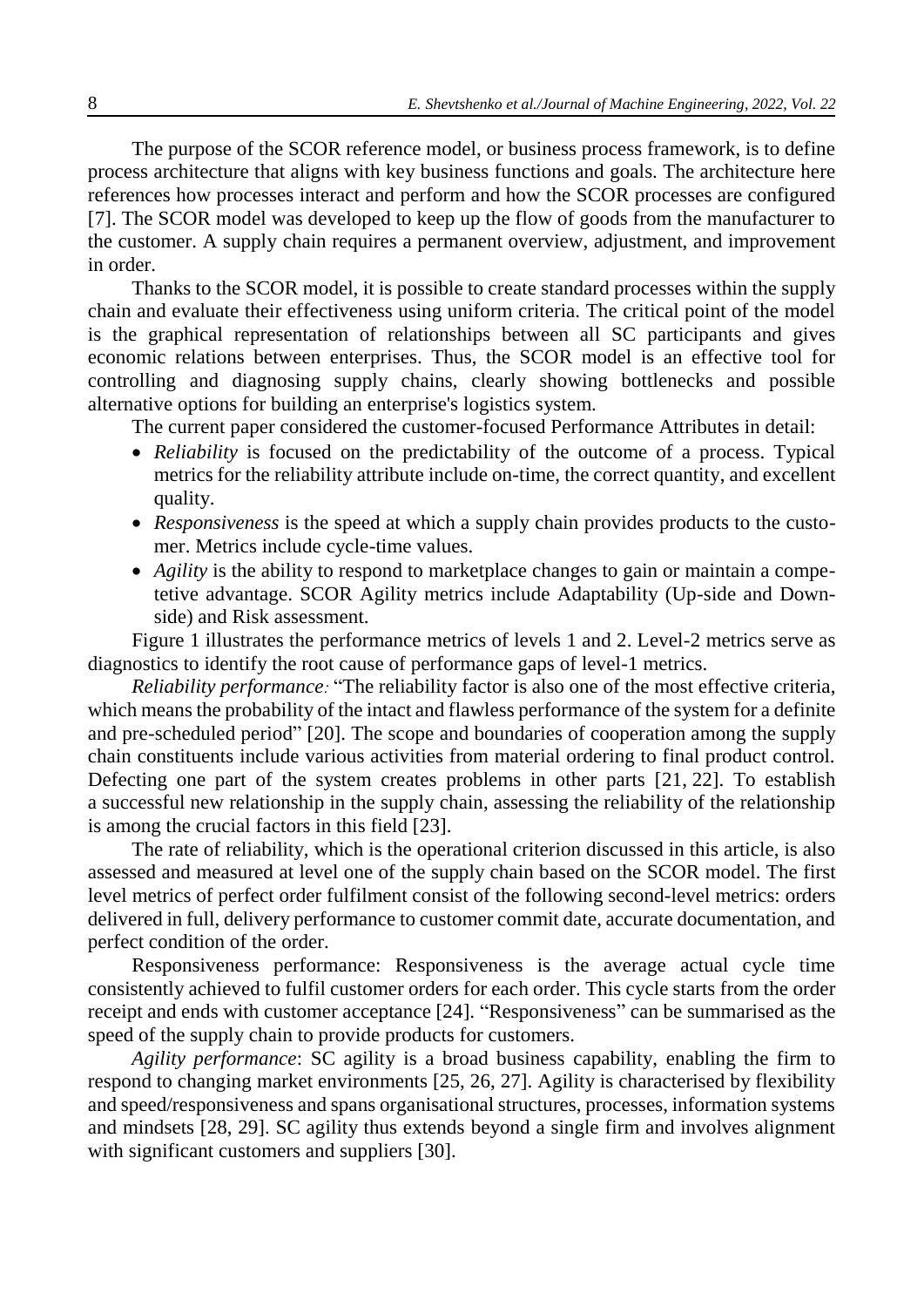The purpose of the SCOR reference model, or business process framework, is to define process architecture that aligns with key business functions and goals. The architecture here references how processes interact and perform and how the SCOR processes are configured [7]. The SCOR model was developed to keep up the flow of goods from the manufacturer to the customer. A supply chain requires a permanent overview, adjustment, and improvement in order.

Thanks to the SCOR model, it is possible to create standard processes within the supply chain and evaluate their effectiveness using uniform criteria. The critical point of the model is the graphical representation of relationships between all SC participants and gives economic relations between enterprises. Thus, the SCOR model is an effective tool for controlling and diagnosing supply chains, clearly showing bottlenecks and possible alternative options for building an enterprise's logistics system.

The current paper considered the customer-focused Performance Attributes in detail:

- *Reliability* is focused on the predictability of the outcome of a process. Typical metrics for the reliability attribute include on-time, the correct quantity, and excellent quality.
- *Responsiveness* is the speed at which a supply chain provides products to the customer. Metrics include cycle-time values.
- *Agility* is the ability to respond to marketplace changes to gain or maintain a competetive advantage. SCOR Agility metrics include Adaptability (Up-side and Down-side) and Risk assessment.

Figure 1 illustrates the performance metrics of levels 1 and 2. Level-2 metrics serve as diagnostics to identify the root cause of performance gaps of level-1 metrics.

*Reliability performance:* "The reliability factor is also one of the most effective criteria, which means the probability of the intact and flawless performance of the system for a definite and pre-scheduled period" [20]. The scope and boundaries of cooperation among the supply chain constituents include various activities from material ordering to final product control. Defecting one part of the system creates problems in other parts [21, 22]. To establish a successful new relationship in the supply chain, assessing the reliability of the relationship is among the crucial factors in this field [23].

The rate of reliability, which is the operational criterion discussed in this article, is also assessed and measured at level one of the supply chain based on the SCOR model. The first level metrics of perfect order fulfilment consist of the following second-level metrics: orders delivered in full, delivery performance to customer commit date, accurate documentation, and perfect condition of the order.

Responsiveness performance: Responsiveness is the average actual cycle time consistently achieved to fulfil customer orders for each order. This cycle starts from the order receipt and ends with customer acceptance [24]. "Responsiveness" can be summarised as the speed of the supply chain to provide products for customers.

*Agility performance*: SC agility is a broad business capability, enabling the firm to respond to changing market environments [25, 26, 27]. Agility is characterised by flexibility and speed/responsiveness and spans organisational structures, processes, information systems and mindsets [28, 29]. SC agility thus extends beyond a single firm and involves alignment with significant customers and suppliers [30].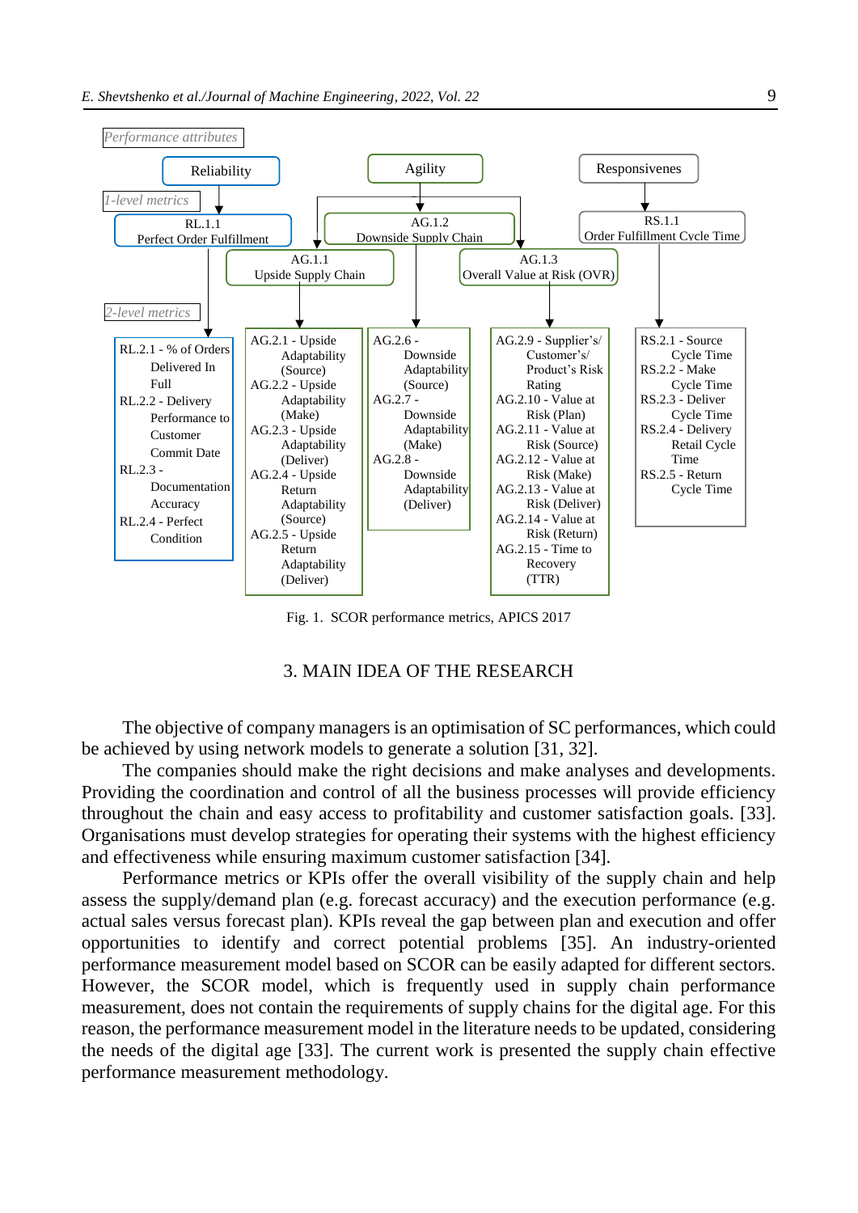Performance attributes

| Reliability | Agility | | | Responsivenes |
| --- | --- | --- | --- | --- |
| *1-level metrics* | | | | |
| RL.1.1 Perfect Order Fulfillment | AG.1.1 Upside Supply Chain | AG.1.2 Downside Supply Chain | AG.1.3 Overall Value at Risk (OVR) | RS.1.1 Order Fulfillment Cycle Time |
| *2-level metrics* | | | | |
| RL.2.1 - % of Orders Delivered In Full<br>RL.2.2 - Delivery Performance to Customer Commit Date<br>RL.2.3 - Documentation Accuracy<br>RL.2.4 - Perfect Condition | AG.2.1 - Upside Adaptability (Source)<br>AG.2.2 - Upside Adaptability (Make)<br>AG.2.3 - Upside Adaptability (Deliver)<br>AG.2.4 - Upside Return Adaptability (Source)<br>AG.2.5 - Upside Return Adaptability (Deliver) | AG.2.6 - Downside Adaptability (Source)<br>AG.2.7 - Downside Adaptability (Make)<br>AG.2.8 - Downside Adaptability (Deliver) | AG.2.9 - Supplier's/ Customer's/ Product's Risk Rating<br>AG.2.10 - Value at Risk (Plan)<br>AG.2.11 - Value at Risk (Source)<br>AG.2.12 - Value at Risk (Make)<br>AG.2.13 - Value at Risk (Deliver)<br>AG.2.14 - Value at Risk (Return)<br>AG.2.15 - Time to Recovery (TTR) | RS.2.1 - Source Cycle Time<br>RS.2.2 - Make Cycle Time<br>RS.2.3 - Deliver Cycle Time<br>RS.2.4 - Delivery Retail Cycle Time<br>RS.2.5 - Return Cycle Time |

Fig. 1. SCOR performance metrics, APICS 2017

## 3. MAIN IDEA OF THE RESEARCH

The objective of company managers is an optimisation of SC performances, which could be achieved by using network models to generate a solution [31, 32].

The companies should make the right decisions and make analyses and developments. Providing the coordination and control of all the business processes will provide efficiency throughout the chain and easy access to profitability and customer satisfaction goals. [33]. Organisations must develop strategies for operating their systems with the highest efficiency and effectiveness while ensuring maximum customer satisfaction [34].

Performance metrics or KPIs offer the overall visibility of the supply chain and help assess the supply/demand plan (e.g. forecast accuracy) and the execution performance (e.g. actual sales versus forecast plan). KPIs reveal the gap between plan and execution and offer opportunities to identify and correct potential problems [35]. An industry-oriented performance measurement model based on SCOR can be easily adapted for different sectors. However, the SCOR model, which is frequently used in supply chain performance measurement, does not contain the requirements of supply chains for the digital age. For this reason, the performance measurement model in the literature needs to be updated, considering the needs of the digital age [33]. The current work is presented the supply chain effective performance measurement methodology.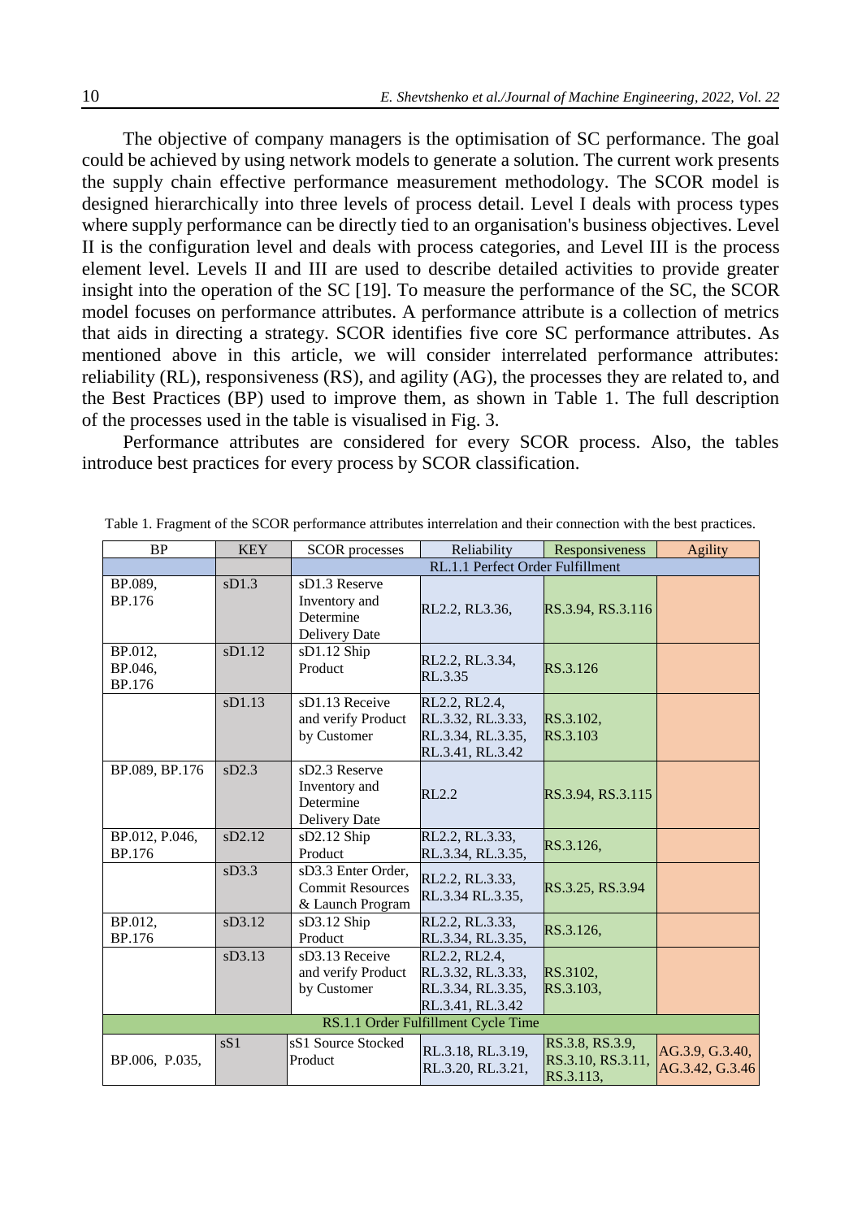The objective of company managers is the optimisation of SC performance. The goal could be achieved by using network models to generate a solution. The current work presents the supply chain effective performance measurement methodology. The SCOR model is designed hierarchically into three levels of process detail. Level I deals with process types where supply performance can be directly tied to an organisation's business objectives. Level II is the configuration level and deals with process categories, and Level III is the process element level. Levels II and III are used to describe detailed activities to provide greater insight into the operation of the SC [19]. To measure the performance of the SC, the SCOR model focuses on performance attributes. A performance attribute is a collection of metrics that aids in directing a strategy. SCOR identifies five core SC performance attributes. As mentioned above in this article, we will consider interrelated performance attributes: reliability (RL), responsiveness (RS), and agility (AG), the processes they are related to, and the Best Practices (BP) used to improve them, as shown in Table 1. The full description of the processes used in the table is visualised in Fig. 3.

Performance attributes are considered for every SCOR process. Also, the tables introduce best practices for every process by SCOR classification.

Table 1. Fragment of the SCOR performance attributes interrelation and their connection with the best practices.

| BP | KEY | SCOR processes | Reliability | Responsiveness | Agility |
|---|---|---|---|---|---|
| | | RL.1.1 Perfect Order Fulfillment | | | |
| BP.089, BP.176 | sD1.3 | sD1.3 Reserve Inventory and Determine Delivery Date | RL2.2, RL3.36, | RS.3.94, RS.3.116 | |
| BP.012, BP.046, BP.176 | sD1.12 | sD1.12 Ship Product | RL2.2, RL.3.34, RL.3.35 | RS.3.126 | |
| | sD1.13 | sD1.13 Receive and verify Product by Customer | RL2.2, RL2.4, RL.3.32, RL.3.33, RL.3.34, RL.3.35, RL.3.41, RL.3.42 | RS.3.102, RS.3.103 | |
| BP.089, BP.176 | sD2.3 | sD2.3 Reserve Inventory and Determine Delivery Date | RL2.2 | RS.3.94, RS.3.115 | |
| BP.012, P.046, BP.176 | sD2.12 | sD2.12 Ship Product | RL2.2, RL.3.33, RL.3.34, RL.3.35, | RS.3.126, | |
| | sD3.3 | sD3.3 Enter Order, Commit Resources & Launch Program | RL2.2, RL.3.33, RL.3.34 RL.3.35, | RS.3.25, RS.3.94 | |
| BP.012, BP.176 | sD3.12 | sD3.12 Ship Product | RL2.2, RL.3.33, RL.3.34, RL.3.35, | RS.3.126, | |
| | sD3.13 | sD3.13 Receive and verify Product by Customer | RL2.2, RL2.4, RL.3.32, RL.3.33, RL.3.34, RL.3.35, RL.3.41, RL.3.42 | RS.3102, RS.3.103, | |
| RS.1.1 Order Fulfillment Cycle Time | | | | | |
| BP.006, P.035, | sS1 | sS1 Source Stocked Product | RL.3.18, RL.3.19, RL.3.20, RL.3.21, | RS.3.8, RS.3.9, RS.3.10, RS.3.11, RS.3.113, | AG.3.9, G.3.40, AG.3.42, G.3.46 |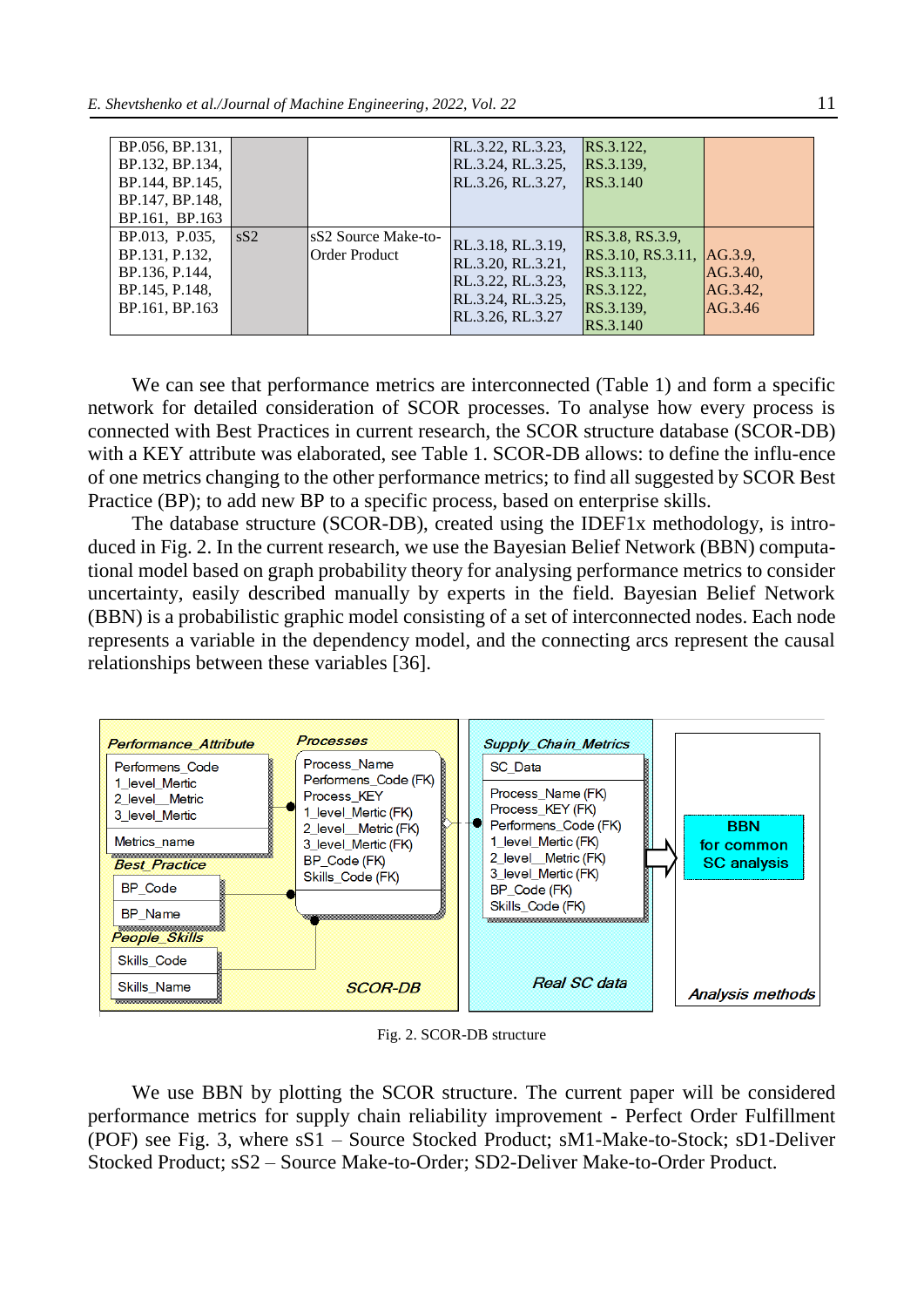| | | | | | |
|---|---|---|---|---|---|
| BP.056, BP.131, BP.132, BP.134, BP.144, BP.145, BP.147, BP.148, BP.161, BP.163 | | | RL.3.22, RL.3.23, RL.3.24, RL.3.25, RL.3.26, RL.3.27, | RS.3.122, RS.3.139, RS.3.140 | |
| BP.013, P.035, BP.131, P.132, BP.136, P.144, BP.145, P.148, BP.161, BP.163 | sS2 | sS2 Source Make-to-Order Product | RL.3.18, RL.3.19, RL.3.20, RL.3.21, RL.3.22, RL.3.23, RL.3.24, RL.3.25, RL.3.26, RL.3.27 | RS.3.8, RS.3.9, RS.3.10, RS.3.11, RS.3.113, RS.3.122, RS.3.139, RS.3.140 | AG.3.9, AG.3.40, AG.3.42, AG.3.46 |

We can see that performance metrics are interconnected (Table 1) and form a specific network for detailed consideration of SCOR processes. To analyse how every process is connected with Best Practices in current research, the SCOR structure database (SCOR-DB) with a KEY attribute was elaborated, see Table 1. SCOR-DB allows: to define the influ-ence of one metrics changing to the other performance metrics; to find all suggested by SCOR Best Practice (BP); to add new BP to a specific process, based on enterprise skills.

The database structure (SCOR-DB), created using the IDEF1x methodology, is intro-duced in Fig. 2. In the current research, we use the Bayesian Belief Network (BBN) computa-tional model based on graph probability theory for analysing performance metrics to consider uncertainty, easily described manually by experts in the field. Bayesian Belief Network (BBN) is a probabilistic graphic model consisting of a set of interconnected nodes. Each node represents a variable in the dependency model, and the connecting arcs represent the causal relationships between these variables [36].

Fig. 2. SCOR-DB structure

We use BBN by plotting the SCOR structure. The current paper will be considered performance metrics for supply chain reliability improvement - Perfect Order Fulfillment (POF) see Fig. 3, where sS1 – Source Stocked Product; sM1-Make-to-Stock; sD1-Deliver Stocked Product; sS2 – Source Make-to-Order; SD2-Deliver Make-to-Order Product.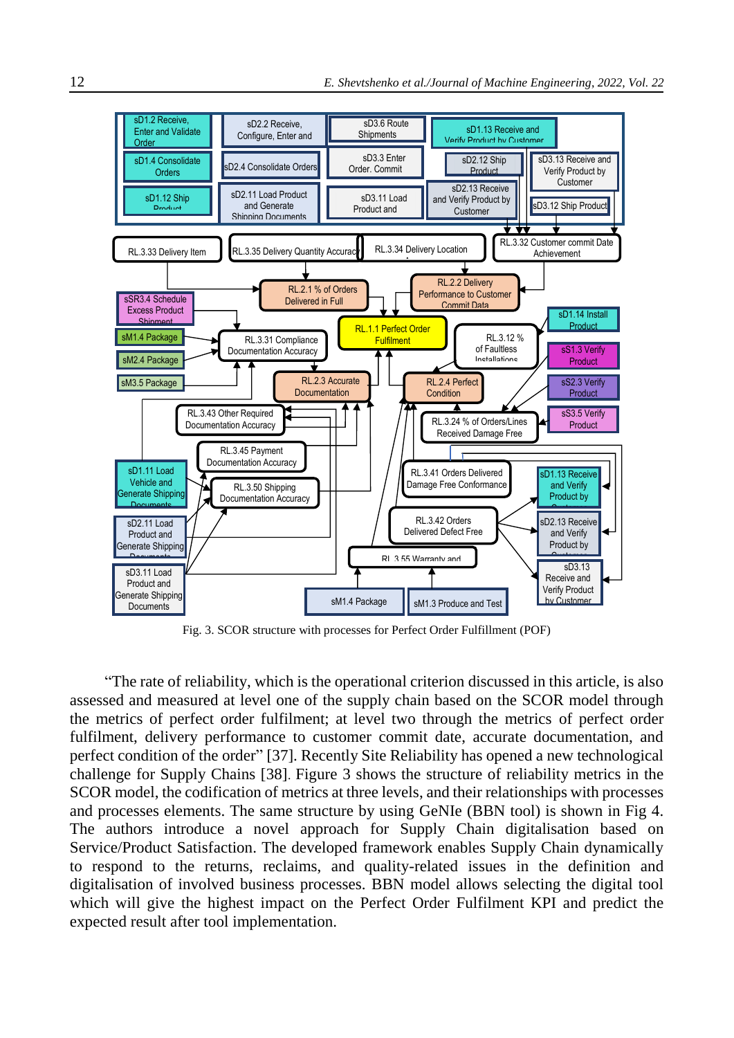Fig. 3. SCOR structure with processes for Perfect Order Fulfillment (POF)

“The rate of reliability, which is the operational criterion discussed in this article, is also assessed and measured at level one of the supply chain based on the SCOR model through the metrics of perfect order fulfilment; at level two through the metrics of perfect order fulfilment, delivery performance to customer commit date, accurate documentation, and perfect condition of the order” [37]. Recently Site Reliability has opened a new technological challenge for Supply Chains [38]. Figure 3 shows the structure of reliability metrics in the SCOR model, the codification of metrics at three levels, and their relationships with processes and processes elements. The same structure by using GeNIe (BBN tool) is shown in Fig 4. The authors introduce a novel approach for Supply Chain digitalisation based on Service/Product Satisfaction. The developed framework enables Supply Chain dynamically to respond to the returns, reclaims, and quality-related issues in the definition and digitalisation of involved business processes. BBN model allows selecting the digital tool which will give the highest impact on the Perfect Order Fulfilment KPI and predict the expected result after tool implementation.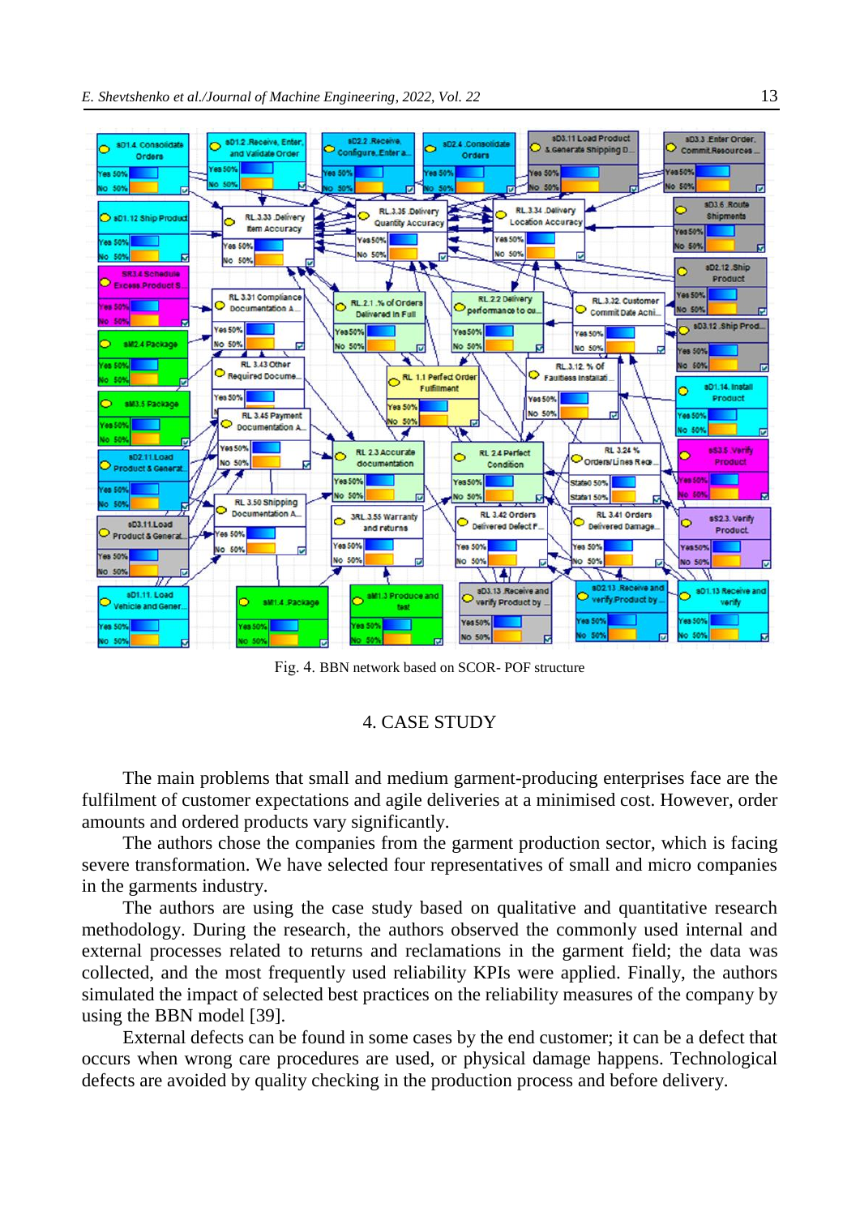Fig. 4. BBN network based on SCOR- POF structure

## 4. CASE STUDY

The main problems that small and medium garment-producing enterprises face are the fulfilment of customer expectations and agile deliveries at a minimised cost. However, order amounts and ordered products vary significantly.

The authors chose the companies from the garment production sector, which is facing severe transformation. We have selected four representatives of small and micro companies in the garments industry.

The authors are using the case study based on qualitative and quantitative research methodology. During the research, the authors observed the commonly used internal and external processes related to returns and reclamations in the garment field; the data was collected, and the most frequently used reliability KPIs were applied. Finally, the authors simulated the impact of selected best practices on the reliability measures of the company by using the BBN model [39].

External defects can be found in some cases by the end customer; it can be a defect that occurs when wrong care procedures are used, or physical damage happens. Technological defects are avoided by quality checking in the production process and before delivery.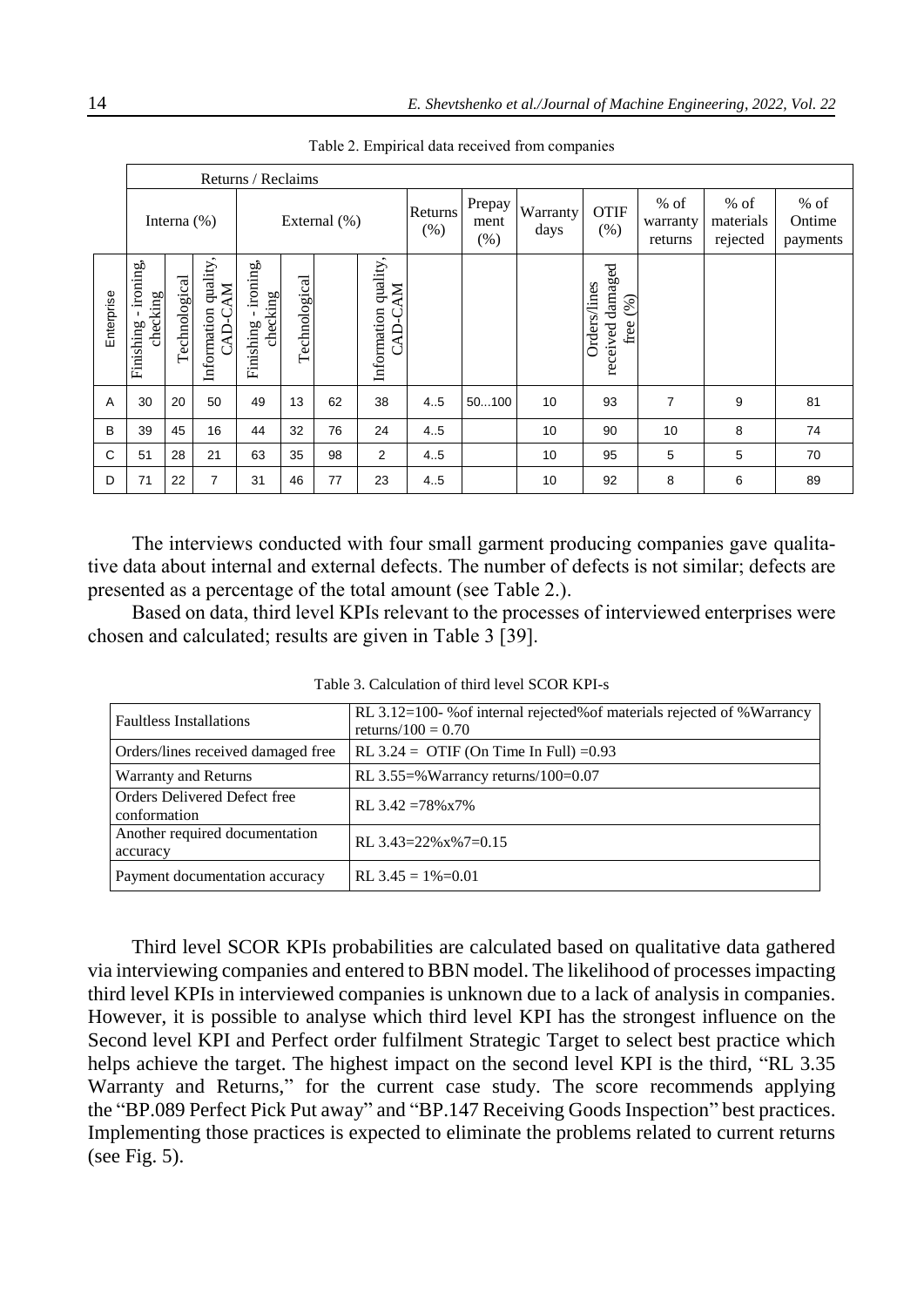Table 2. Empirical data received from companies

| | Returns / Reclaims | | | | | | | | | | | | | |
|---|---|---|---|---|---|---|---|---|---|---|---|---|---|---|
| | Interna (%) | | | External (%) | | | | Returns (%) | Prepay ment (%) | Warranty days | OTIF (%) | % of warranty returns | % of materials rejected | % of Ontime payments |
| Enterprise | Finishing - ironing, checking | Technological | Information quality, CAD-CAM | Finishing - ironing checking | Technological | | Information quality, CAD-CAM | | | | Orders/lines received damaged free (%) | | | |
| A | 30 | 20 | 50 | 49 | 13 | 62 | 38 | 4..5 | 50...100 | 10 | 93 | 7 | 9 | 81 |
| B | 39 | 45 | 16 | 44 | 32 | 76 | 24 | 4..5 | | 10 | 90 | 10 | 8 | 74 |
| C | 51 | 28 | 21 | 63 | 35 | 98 | 2 | 4..5 | | 10 | 95 | 5 | 5 | 70 |
| D | 71 | 22 | 7 | 31 | 46 | 77 | 23 | 4..5 | | 10 | 92 | 8 | 6 | 89 |

The interviews conducted with four small garment producing companies gave qualitative data about internal and external defects. The number of defects is not similar; defects are presented as a percentage of the total amount (see Table 2.).

Based on data, third level KPIs relevant to the processes of interviewed enterprises were chosen and calculated; results are given in Table 3 [39].

Table 3. Calculation of third level SCOR KPI-s

| | |
|---|---|
| Faultless Installations | RL 3.12=100- %of internal rejected%of materials rejected of %Warrancy returns/100 = 0.70 |
| Orders/lines received damaged free | RL 3.24 = OTIF (On Time In Full) =0.93 |
| Warranty and Returns | RL 3.55=%Warrancy returns/100=0.07 |
| Orders Delivered Defect free conformation | RL 3.42 =78%x7% |
| Another required documentation accuracy | RL 3.43=22%x%7=0.15 |
| Payment documentation accuracy | RL 3.45 = 1%=0.01 |

Third level SCOR KPIs probabilities are calculated based on qualitative data gathered via interviewing companies and entered to BBN model. The likelihood of processes impacting third level KPIs in interviewed companies is unknown due to a lack of analysis in companies. However, it is possible to analyse which third level KPI has the strongest influence on the Second level KPI and Perfect order fulfilment Strategic Target to select best practice which helps achieve the target. The highest impact on the second level KPI is the third, "RL 3.35 Warranty and Returns," for the current case study. The score recommends applying the "BP.089 Perfect Pick Put away" and "BP.147 Receiving Goods Inspection" best practices. Implementing those practices is expected to eliminate the problems related to current returns (see Fig. 5).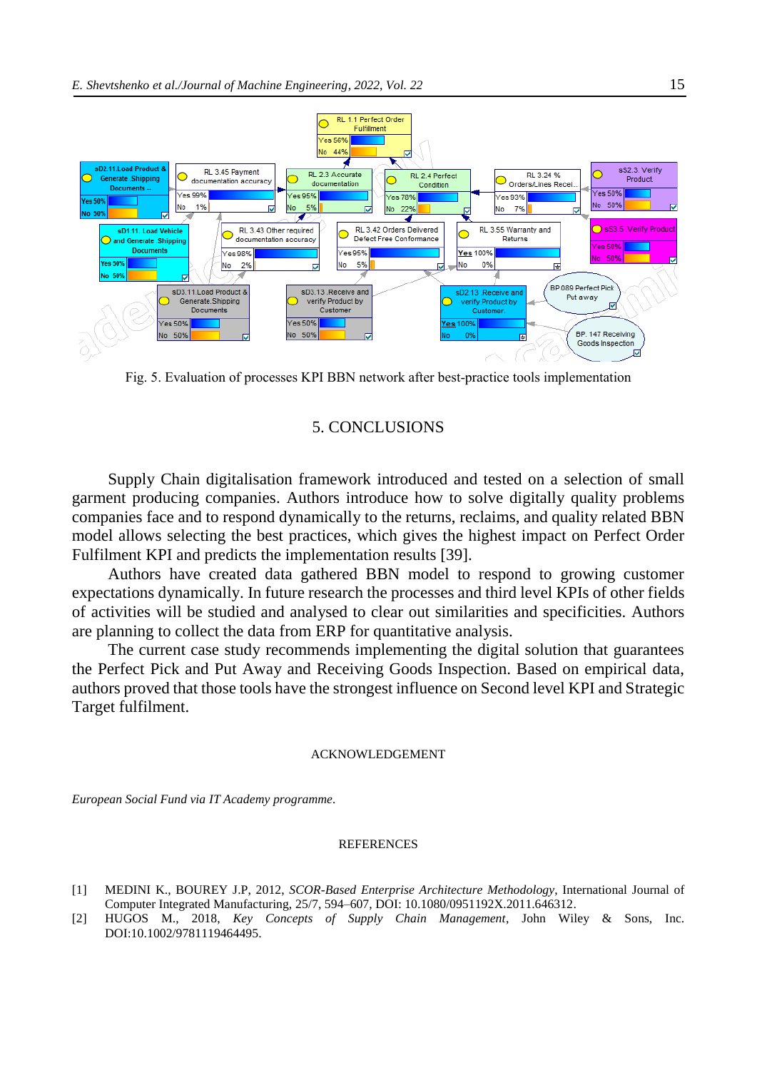Fig. 5. Evaluation of processes KPI BBN network after best-practice tools implementation

## 5. CONCLUSIONS

Supply Chain digitalisation framework introduced and tested on a selection of small garment producing companies. Authors introduce how to solve digitally quality problems companies face and to respond dynamically to the returns, reclaims, and quality related BBN model allows selecting the best practices, which gives the highest impact on Perfect Order Fulfilment KPI and predicts the implementation results [39].

Authors have created data gathered BBN model to respond to growing customer expectations dynamically. In future research the processes and third level KPIs of other fields of activities will be studied and analysed to clear out similarities and specificities. Authors are planning to collect the data from ERP for quantitative analysis.

The current case study recommends implementing the digital solution that guarantees the Perfect Pick and Put Away and Receiving Goods Inspection. Based on empirical data, authors proved that those tools have the strongest influence on Second level KPI and Strategic Target fulfilment.

### ACKNOWLEDGEMENT

*European Social Fund via IT Academy programme.*

### REFERENCES

[1] MEDINI K., BOUREY J.P, 2012, *SCOR-Based Enterprise Architecture Methodology*, International Journal of Computer Integrated Manufacturing, 25/7, 594–607, DOI: 10.1080/0951192X.2011.646312.

[2] HUGOS M., 2018, *Key Concepts of Supply Chain Management*, John Wiley & Sons, Inc. DOI:10.1002/9781119464495.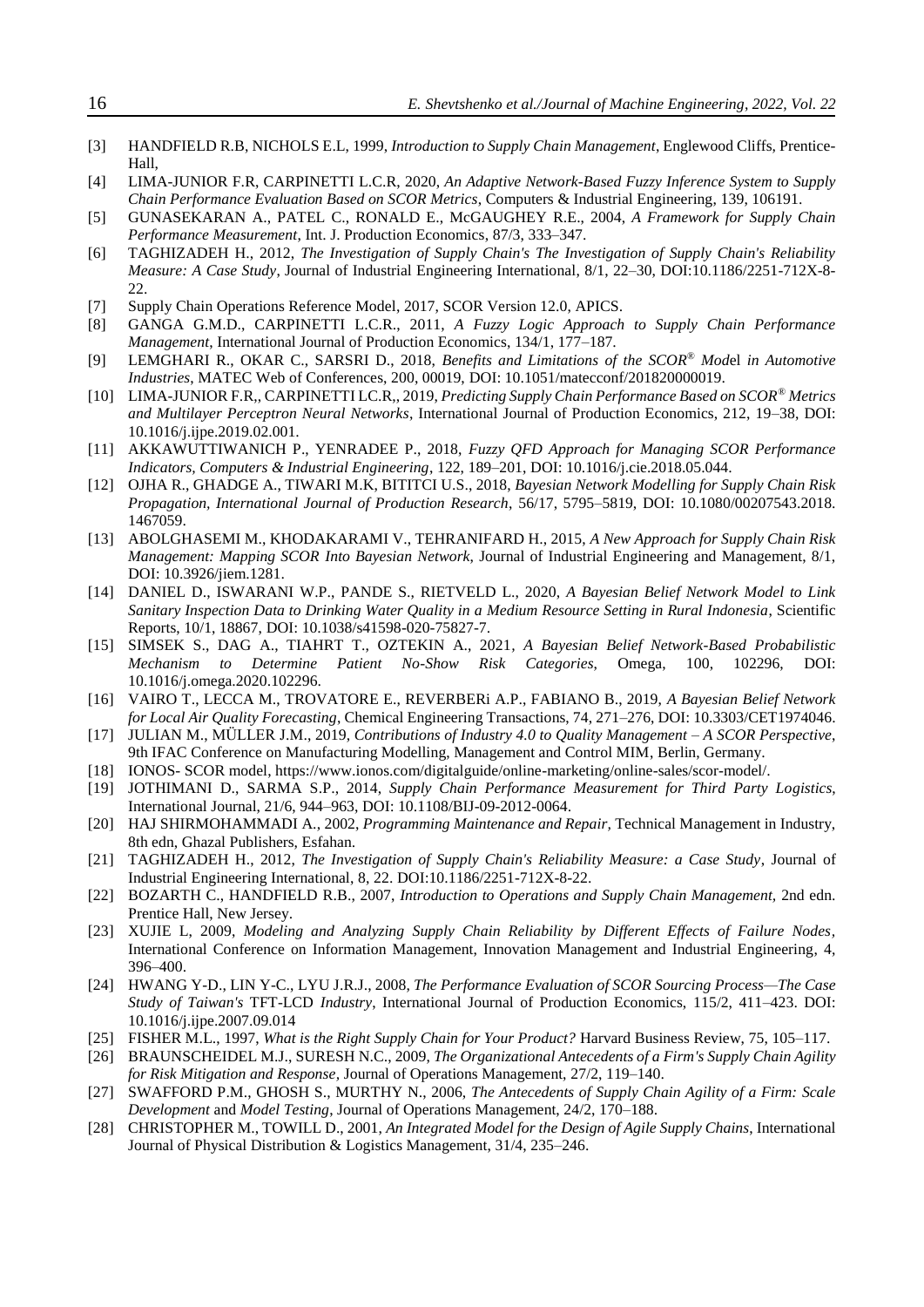[3] HANDFIELD R.B, NICHOLS E.L, 1999, *Introduction to Supply Chain Management*, Englewood Cliffs, Prentice-Hall,

[4] LIMA-JUNIOR F.R, CARPINETTI L.C.R, 2020, *An Adaptive Network-Based Fuzzy Inference System to Supply Chain Performance Evaluation Based on SCOR Metrics*, Computers & Industrial Engineering, 139, 106191.

[5] GUNASEKARAN A., PATEL C., RONALD E., McGAUGHEY R.E., 2004, *A Framework for Supply Chain Performance Measurement*, Int. J. Production Economics, 87/3, 333–347.

[6] TAGHIZADEH H., 2012, *The Investigation of Supply Chain's The Investigation of Supply Chain's Reliability Measure: A Case Study*, Journal of Industrial Engineering International, 8/1, 22–30, DOI:10.1186/2251-712X-8-22.

[7] Supply Chain Operations Reference Model, 2017, SCOR Version 12.0, APICS.

[8] GANGA G.M.D., CARPINETTI L.C.R., 2011, *A Fuzzy Logic Approach to Supply Chain Performance Management*, International Journal of Production Economics, 134/1, 177–187.

[9] LEMGHARI R., OKAR C., SARSRI D., 2018, *Benefits and Limitations of the SCOR® Model in Automotive Industries*, MATEC Web of Conferences, 200, 00019, DOI: 10.1051/matecconf/201820000019.

[10] LIMA-JUNIOR F.R,, CARPINETTI LC.R,, 2019, *Predicting Supply Chain Performance Based on SCOR® Metrics and Multilayer Perceptron Neural Networks*, International Journal of Production Economics, 212, 19–38, DOI: 10.1016/j.ijpe.2019.02.001.

[11] AKKAWUTTIWANICH P., YENRADEE P., 2018, *Fuzzy QFD Approach for Managing SCOR Performance Indicators, Computers & Industrial Engineering*, 122, 189–201, DOI: 10.1016/j.cie.2018.05.044.

[12] OJHA R., GHADGE A., TIWARI M.K, BITITCI U.S., 2018, *Bayesian Network Modelling for Supply Chain Risk Propagation, International Journal of Production Research*, 56/17, 5795–5819, DOI: 10.1080/00207543.2018.1467059.

[13] ABOLGHASEMI M., KHODAKARAMI V., TEHRANIFARD H., 2015, *A New Approach for Supply Chain Risk Management: Mapping SCOR Into Bayesian Network*, Journal of Industrial Engineering and Management, 8/1, DOI: 10.3926/jiem.1281.

[14] DANIEL D., ISWARANI W.P., PANDE S., RIETVELD L., 2020, *A Bayesian Belief Network Model to Link Sanitary Inspection Data to Drinking Water Quality in a Medium Resource Setting in Rural Indonesia*, Scientific Reports, 10/1, 18867, DOI: 10.1038/s41598-020-75827-7.

[15] SIMSEK S., DAG A., TIAHRT T., OZTEKIN A., 2021, *A Bayesian Belief Network-Based Probabilistic Mechanism to Determine Patient No-Show Risk Categories*, Omega, 100, 102296, DOI: 10.1016/j.omega.2020.102296.

[16] VAIRO T., LECCA M., TROVATORE E., REVERBERi A.P., FABIANO B., 2019, *A Bayesian Belief Network for Local Air Quality Forecasting*, Chemical Engineering Transactions, 74, 271–276, DOI: 10.3303/CET1974046.

[17] JULIAN M., MÜLLER J.M., 2019, *Contributions of Industry 4.0 to Quality Management – A SCOR Perspective*, 9th IFAC Conference on Manufacturing Modelling, Management and Control MIM, Berlin, Germany.

[18] IONOS- SCOR model, https://www.ionos.com/digitalguide/online-marketing/online-sales/scor-model/.

[19] JOTHIMANI D., SARMA S.P., 2014, *Supply Chain Performance Measurement for Third Party Logistics*, International Journal, 21/6, 944–963, DOI: 10.1108/BIJ-09-2012-0064.

[20] HAJ SHIRMOHAMMADI A., 2002, *Programming Maintenance and Repair*, Technical Management in Industry, 8th edn, Ghazal Publishers, Esfahan.

[21] TAGHIZADEH H., 2012, *The Investigation of Supply Chain's Reliability Measure: a Case Study*, Journal of Industrial Engineering International, 8, 22. DOI:10.1186/2251-712X-8-22.

[22] BOZARTH C., HANDFIELD R.B., 2007, *Introduction to Operations and Supply Chain Management*, 2nd edn. Prentice Hall, New Jersey.

[23] XUJIE L, 2009, *Modeling and Analyzing Supply Chain Reliability by Different Effects of Failure Nodes*, International Conference on Information Management, Innovation Management and Industrial Engineering, 4, 396–400.

[24] HWANG Y-D., LIN Y-C., LYU J.R.J., 2008, *The Performance Evaluation of SCOR Sourcing Process—The Case Study of Taiwan's* TFT-LCD *Industry*, International Journal of Production Economics, 115/2, 411–423. DOI: 10.1016/j.ijpe.2007.09.014

[25] FISHER M.L., 1997, *What is the Right Supply Chain for Your Product?* Harvard Business Review, 75, 105–117.

[26] BRAUNSCHEIDEL M.J., SURESH N.C., 2009, *The Organizational Antecedents of a Firm's Supply Chain Agility for Risk Mitigation and Response*, Journal of Operations Management, 27/2, 119–140.

[27] SWAFFORD P.M., GHOSH S., MURTHY N., 2006, *The Antecedents of Supply Chain Agility of a Firm: Scale Development* and *Model Testing*, Journal of Operations Management, 24/2, 170–188.

[28] CHRISTOPHER M., TOWILL D., 2001, *An Integrated Model for the Design of Agile Supply Chains*, International Journal of Physical Distribution & Logistics Management, 31/4, 235–246.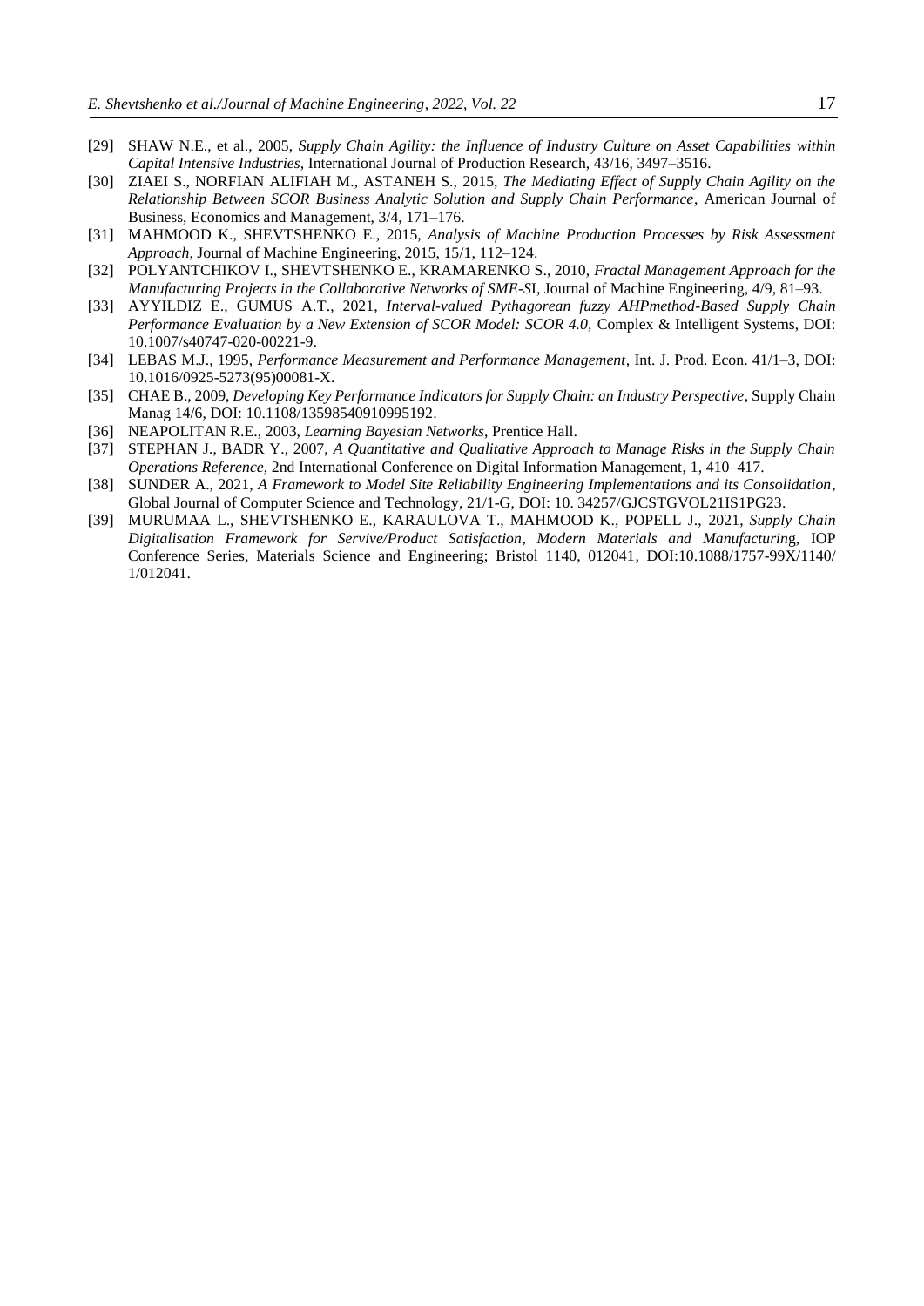[29] SHAW N.E., et al., 2005, *Supply Chain Agility: the Influence of Industry Culture on Asset Capabilities within Capital Intensive Industries*, International Journal of Production Research, 43/16, 3497–3516.

[30] ZIAEI S., NORFIAN ALIFIAH M., ASTANEH S., 2015, *The Mediating Effect of Supply Chain Agility on the Relationship Between SCOR Business Analytic Solution and Supply Chain Performance*, American Journal of Business, Economics and Management, 3/4, 171–176.

[31] MAHMOOD K., SHEVTSHENKO E., 2015, *Analysis of Machine Production Processes by Risk Assessment Approach*, Journal of Machine Engineering, 2015, 15/1, 112–124.

[32] POLYANTCHIKOV I., SHEVTSHENKO E., KRAMARENKO S., 2010, *Fractal Management Approach for the Manufacturing Projects in the Collaborative Networks of SME-S*I, Journal of Machine Engineering, 4/9, 81–93.

[33] AYYILDIZ E., GUMUS A.T., 2021, *Interval-valued Pythagorean fuzzy AHPmethod-Based Supply Chain Performance Evaluation by a New Extension of SCOR Model: SCOR 4.0*, Complex & Intelligent Systems, DOI: 10.1007/s40747-020-00221-9.

[34] LEBAS M.J., 1995, *Performance Measurement and Performance Management*, Int. J. Prod. Econ. 41/1–3, DOI: 10.1016/0925-5273(95)00081-X.

[35] CHAE B., 2009, *Developing Key Performance Indicators for Supply Chain: an Industry Perspective*, Supply Chain Manag 14/6, DOI: 10.1108/13598540910995192.

[36] NEAPOLITAN R.E., 2003, *Learning Bayesian Networks*, Prentice Hall.

[37] STEPHAN J., BADR Y., 2007, *A Quantitative and Qualitative Approach to Manage Risks in the Supply Chain Operations Reference*, 2nd International Conference on Digital Information Management, 1, 410–417.

[38] SUNDER A., 2021, *A Framework to Model Site Reliability Engineering Implementations and its Consolidation*, Global Journal of Computer Science and Technology, 21/1-G, DOI: 10. 34257/GJCSTGVOL21IS1PG23.

[39] MURUMAA L., SHEVTSHENKO E., KARAULOVA T., MAHMOOD K., POPELL J., 2021, *Supply Chain Digitalisation Framework for Servive/Product Satisfaction, Modern Materials and Manufacturin*g, IOP Conference Series, Materials Science and Engineering; Bristol 1140, 012041, DOI:10.1088/1757-99X/1140/1/012041.